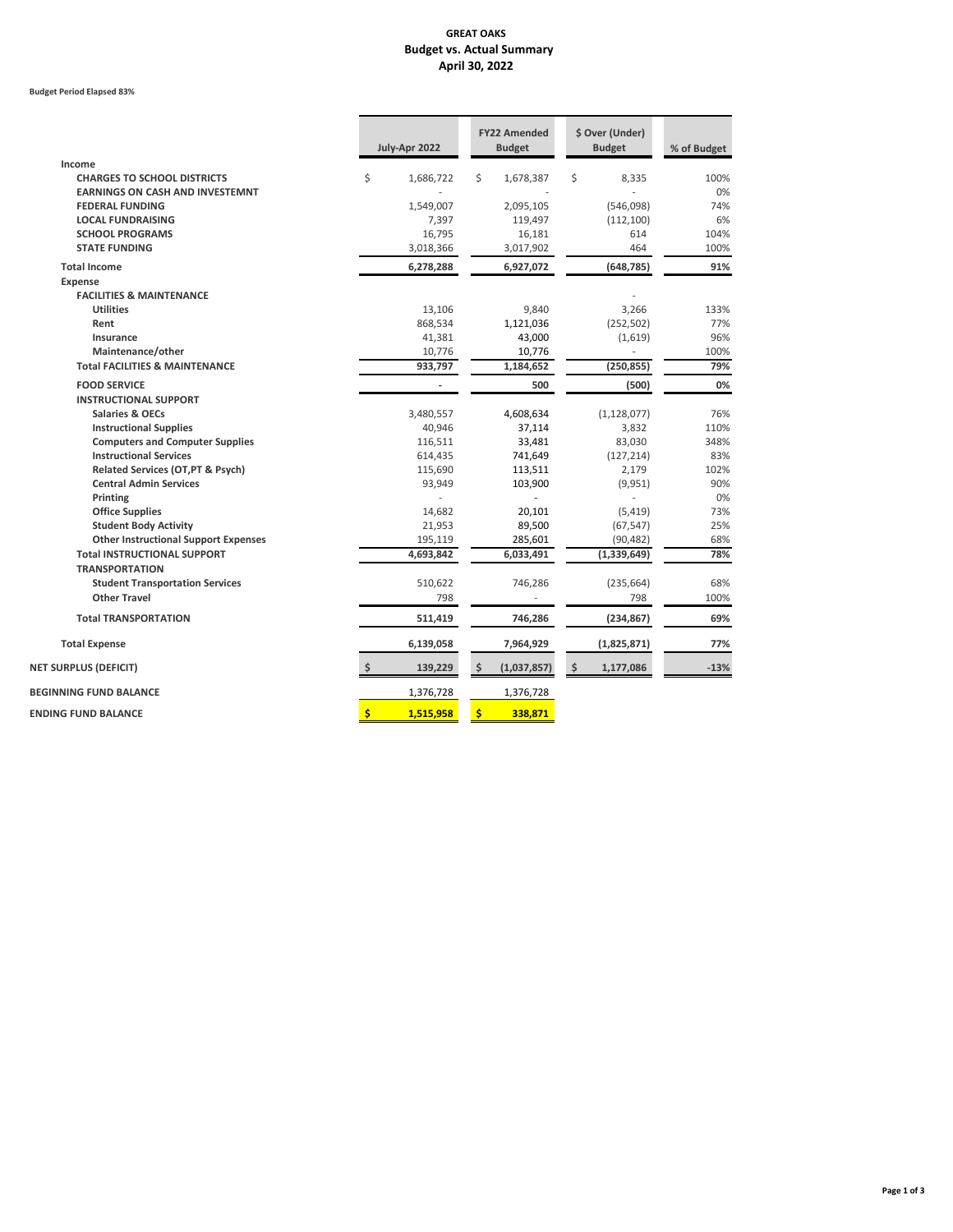**GREAT OAKS**
**Budget vs. Actual Summary**
**April 30, 2022**

**Budget Period Elapsed 83%**

| | July-Apr 2022 | FY22 Amended Budget | $ Over (Under) Budget | % of Budget |
|---|---|---|---|---|
| **Income** | | | | |
| **CHARGES TO SCHOOL DISTRICTS** | $ 1,686,722 | $ 1,678,387 | $ 8,335 | 100% |
| **EARNINGS ON CASH AND INVESTEMNT** | - | - | - | 0% |
| **FEDERAL FUNDING** | 1,549,007 | 2,095,105 | (546,098) | 74% |
| **LOCAL FUNDRAISING** | 7,397 | 119,497 | (112,100) | 6% |
| **SCHOOL PROGRAMS** | 16,795 | 16,181 | 614 | 104% |
| **STATE FUNDING** | 3,018,366 | 3,017,902 | 464 | 100% |
| **Total Income** | **6,278,288** | **6,927,072** | **(648,785)** | **91%** |
| **Expense** | | | | |
| **FACILITIES & MAINTENANCE** | | | - | |
| **Utilities** | 13,106 | 9,840 | 3,266 | 133% |
| **Rent** | 868,534 | 1,121,036 | (252,502) | 77% |
| **Insurance** | 41,381 | 43,000 | (1,619) | 96% |
| **Maintenance/other** | 10,776 | 10,776 | - | 100% |
| **Total FACILITIES & MAINTENANCE** | **933,797** | **1,184,652** | **(250,855)** | **79%** |
| **FOOD SERVICE** | **-** | **500** | **(500)** | **0%** |
| **INSTRUCTIONAL SUPPORT** | | | | |
| **Salaries & OECs** | 3,480,557 | 4,608,634 | (1,128,077) | 76% |
| **Instructional Supplies** | 40,946 | 37,114 | 3,832 | 110% |
| **Computers and Computer Supplies** | 116,511 | 33,481 | 83,030 | 348% |
| **Instructional Services** | 614,435 | 741,649 | (127,214) | 83% |
| **Related Services (OT,PT & Psych)** | 115,690 | 113,511 | 2,179 | 102% |
| **Central Admin Services** | 93,949 | 103,900 | (9,951) | 90% |
| **Printing** | - | - | - | 0% |
| **Office Supplies** | 14,682 | 20,101 | (5,419) | 73% |
| **Student Body Activity** | 21,953 | 89,500 | (67,547) | 25% |
| **Other Instructional Support Expenses** | 195,119 | 285,601 | (90,482) | 68% |
| **Total INSTRUCTIONAL SUPPORT** | **4,693,842** | **6,033,491** | **(1,339,649)** | **78%** |
| **TRANSPORTATION** | | | | |
| **Student Transportation Services** | 510,622 | 746,286 | (235,664) | 68% |
| **Other Travel** | 798 | - | 798 | 100% |
| **Total TRANSPORTATION** | **511,419** | **746,286** | **(234,867)** | **69%** |
| **Total Expense** | **6,139,058** | **7,964,929** | **(1,825,871)** | **77%** |
| **NET SURPLUS (DEFICIT)** | **$ 139,229** | **$ (1,037,857)** | **$ 1,177,086** | **-13%** |
| **BEGINNING FUND BALANCE** | 1,376,728 | 1,376,728 | | |
| **ENDING FUND BALANCE** | **$ 1,515,958** | **$ 338,871** | | |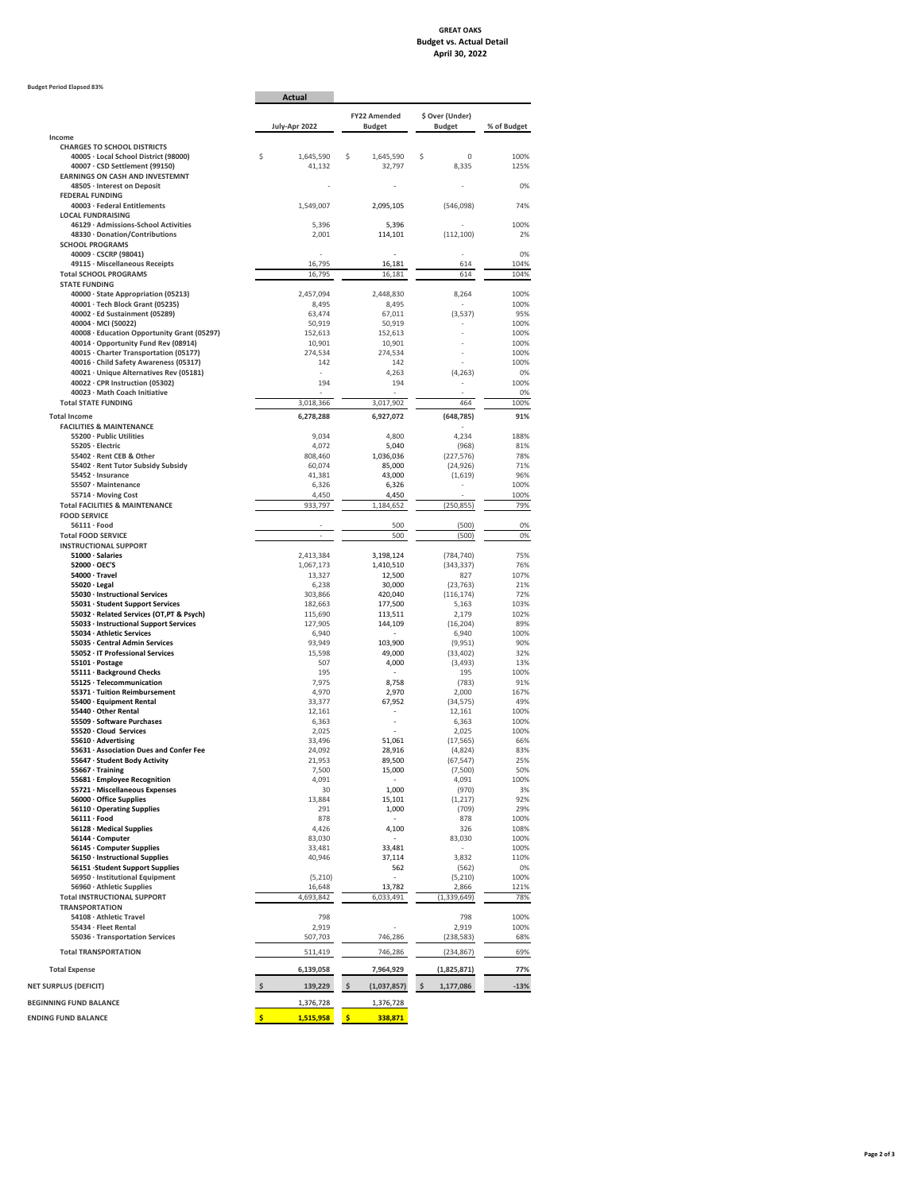**GREAT OAKS**
**Budget vs. Actual Detail**
**April 30, 2022**

Budget Period Elapsed 83%

| | Actual | | | |
|---|---|---|---|---|
| | July-Apr 2022 | FY22 Amended Budget | $ Over (Under) Budget | % of Budget |
| **Income** | | | | |
| **CHARGES TO SCHOOL DISTRICTS** | | | | |
| 40005 · Local School District (98000) | $ 1,645,590 | $ 1,645,590 | $ 0 | 100% |
| 40007 · CSD Settlement (99150) | 41,132 | 32,797 | 8,335 | 125% |
| **EARNINGS ON CASH AND INVESTEMNT** | | | | |
| 48505 · Interest on Deposit | - | - | - | 0% |
| **FEDERAL FUNDING** | | | | |
| 40003 · Federal Entitlements | 1,549,007 | 2,095,105 | (546,098) | 74% |
| **LOCAL FUNDRAISING** | | | | |
| 46129 · Admissions-School Activities | 5,396 | 5,396 | - | 100% |
| 48330 · Donation/Contributions | 2,001 | 114,101 | (112,100) | 2% |
| **SCHOOL PROGRAMS** | | | | |
| 40009 · CSCRP (98041) | - | - | - | 0% |
| 49115 · Miscellaneous Receipts | 16,795 | 16,181 | 614 | 104% |
| **Total SCHOOL PROGRAMS** | 16,795 | 16,181 | 614 | 104% |
| **STATE FUNDING** | | | | |
| 40000 · State Appropriation (05213) | 2,457,094 | 2,448,830 | 8,264 | 100% |
| 40001 · Tech Block Grant (05235) | 8,495 | 8,495 | - | 100% |
| 40002 · Ed Sustainment (05289) | 63,474 | 67,011 | (3,537) | 95% |
| 40004 · MCI (50022) | 50,919 | 50,919 | - | 100% |
| 40008 · Education Opportunity Grant (05297) | 152,613 | 152,613 | - | 100% |
| 40014 · Opportunity Fund Rev (08914) | 10,901 | 10,901 | - | 100% |
| 40015 · Charter Transportation (05177) | 274,534 | 274,534 | - | 100% |
| 40016 · Child Safety Awareness (05317) | 142 | 142 | - | 100% |
| 40021 · Unique Alternatives Rev (05181) | - | 4,263 | (4,263) | 0% |
| 40022 · CPR Instruction (05302) | 194 | 194 | - | 100% |
| 40023 · Math Coach Initiative | - | - | - | 0% |
| **Total STATE FUNDING** | 3,018,366 | 3,017,902 | 464 | 100% |
| **Total Income** | **6,278,288** | **6,927,072** | **(648,785)** | **91%** |
| **FACILITIES & MAINTENANCE** | | | - | |
| 55200 · Public Utilities | 9,034 | 4,800 | 4,234 | 188% |
| 55205 · Electric | 4,072 | 5,040 | (968) | 81% |
| 55402 · Rent CEB & Other | 808,460 | 1,036,036 | (227,576) | 78% |
| 55402 · Rent Tutor Subsidy Subsidy | 60,074 | 85,000 | (24,926) | 71% |
| 55452 · Insurance | 41,381 | 43,000 | (1,619) | 96% |
| 55507 · Maintenance | 6,326 | 6,326 | - | 100% |
| 55714 · Moving Cost | 4,450 | 4,450 | - | 100% |
| **Total FACILITIES & MAINTENANCE** | 933,797 | 1,184,652 | (250,855) | 79% |
| **FOOD SERVICE** | | | | |
| 56111 · Food | - | 500 | (500) | 0% |
| **Total FOOD SERVICE** | - | 500 | (500) | 0% |
| **INSTRUCTIONAL SUPPORT** | | | | |
| 51000 · Salaries | 2,413,384 | 3,198,124 | (784,740) | 75% |
| 52000 · OEC'S | 1,067,173 | 1,410,510 | (343,337) | 76% |
| 54000 · Travel | 13,327 | 12,500 | 827 | 107% |
| 55020 · Legal | 6,238 | 30,000 | (23,763) | 21% |
| 55030 · Instructional Services | 303,866 | 420,040 | (116,174) | 72% |
| 55031 · Student Support Services | 182,663 | 177,500 | 5,163 | 103% |
| 55032 · Related Services (OT,PT & Psych) | 115,690 | 113,511 | 2,179 | 102% |
| 55033 · Instructional Support Services | 127,905 | 144,109 | (16,204) | 89% |
| 55034 · Athletic Services | 6,940 | - | 6,940 | 100% |
| 55035 · Central Admin Services | 93,949 | 103,900 | (9,951) | 90% |
| 55052 · IT Professional Services | 15,598 | 49,000 | (33,402) | 32% |
| 55101 · Postage | 507 | 4,000 | (3,493) | 13% |
| 55111 · Background Checks | 195 | - | 195 | 100% |
| 55125 · Telecommunication | 7,975 | 8,758 | (783) | 91% |
| 55371 · Tuition Reimbursement | 4,970 | 2,970 | 2,000 | 167% |
| 55400 · Equipment Rental | 33,377 | 67,952 | (34,575) | 49% |
| 55440 · Other Rental | 12,161 | - | 12,161 | 100% |
| 55509 · Software Purchases | 6,363 | - | 6,363 | 100% |
| 55520 · Cloud Services | 2,025 | - | 2,025 | 100% |
| 55610 · Advertising | 33,496 | 51,061 | (17,565) | 66% |
| 55631 · Association Dues and Confer Fee | 24,092 | 28,916 | (4,824) | 83% |
| 55647 · Student Body Activity | 21,953 | 89,500 | (67,547) | 25% |
| 55667 · Training | 7,500 | 15,000 | (7,500) | 50% |
| 55681 · Employee Recognition | 4,091 | - | 4,091 | 100% |
| 55721 · Miscellaneous Expenses | 30 | 1,000 | (970) | 3% |
| 56000 · Office Supplies | 13,884 | 15,101 | (1,217) | 92% |
| 56110 · Operating Supplies | 291 | 1,000 | (709) | 29% |
| 56111 · Food | 878 | - | 878 | 100% |
| 56128 · Medical Supplies | 4,426 | 4,100 | 326 | 108% |
| 56144 · Computer | 83,030 | - | 83,030 | 100% |
| 56145 · Computer Supplies | 33,481 | 33,481 | - | 100% |
| 56150 · Instructional Supplies | 40,946 | 37,114 | 3,832 | 110% |
| 56151 ·Student Support Supplies | | 562 | (562) | 0% |
| 56950 · Institutional Equipment | (5,210) | - | (5,210) | 100% |
| 56960 · Athletic Supplies | 16,648 | 13,782 | 2,866 | 121% |
| **Total INSTRUCTIONAL SUPPORT** | 4,693,842 | 6,033,491 | (1,339,649) | 78% |
| **TRANSPORTATION** | | | | |
| 54108 · Athletic Travel | 798 | | 798 | 100% |
| 55434 · Fleet Rental | 2,919 | - | 2,919 | 100% |
| 55036 · Transportation Services | 507,703 | 746,286 | (238,583) | 68% |
| **Total TRANSPORTATION** | 511,419 | 746,286 | (234,867) | 69% |
| **Total Expense** | **6,139,058** | **7,964,929** | **(1,825,871)** | **77%** |
| **NET SURPLUS (DEFICIT)** | **$ 139,229** | **$ (1,037,857)** | **$ 1,177,086** | **-13%** |
| **BEGINNING FUND BALANCE** | 1,376,728 | 1,376,728 | | |
| **ENDING FUND BALANCE** | **$ 1,515,958** | **$ 338,871** | | |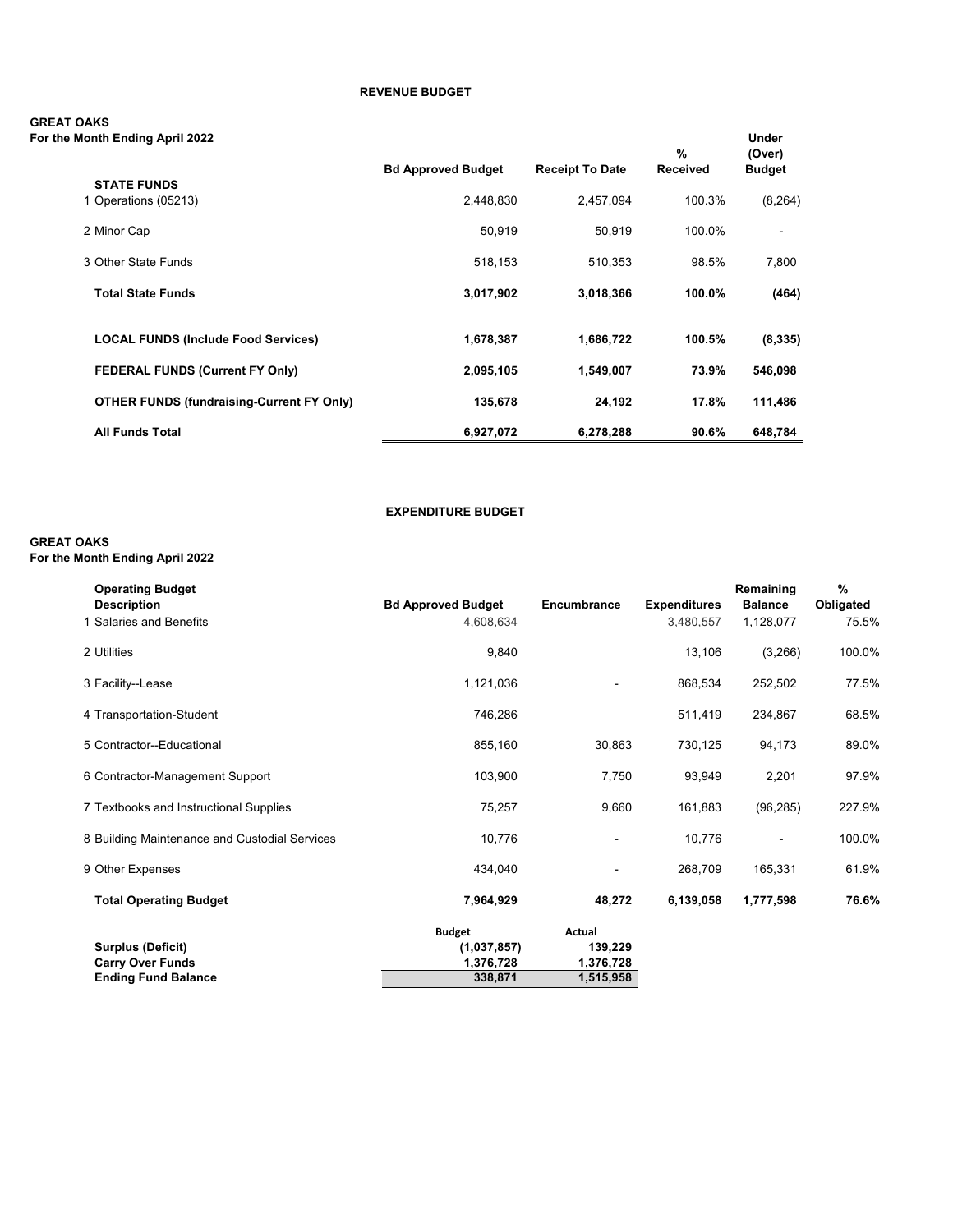## REVENUE BUDGET

**GREAT OAKS**
**For the Month Ending April 2022**

| | Bd Approved Budget | Receipt To Date | % Received | Under (Over) Budget |
|---|---|---|---|---|
| **STATE FUNDS** | | | | |
| 1 Operations (05213) | 2,448,830 | 2,457,094 | 100.3% | (8,264) |
| 2 Minor Cap | 50,919 | 50,919 | 100.0% | - |
| 3 Other State Funds | 518,153 | 510,353 | 98.5% | 7,800 |
| **Total State Funds** | **3,017,902** | **3,018,366** | **100.0%** | **(464)** |
| **LOCAL FUNDS (Include Food Services)** | **1,678,387** | **1,686,722** | **100.5%** | **(8,335)** |
| **FEDERAL FUNDS (Current FY Only)** | **2,095,105** | **1,549,007** | **73.9%** | **546,098** |
| **OTHER FUNDS (fundraising-Current FY Only)** | **135,678** | **24,192** | **17.8%** | **111,486** |
| **All Funds Total** | **6,927,072** | **6,278,288** | **90.6%** | **648,784** |

## EXPENDITURE BUDGET

**GREAT OAKS**
**For the Month Ending April 2022**

| Operating Budget Description | Bd Approved Budget | Encumbrance | Expenditures | Remaining Balance | % Obligated |
|---|---|---|---|---|---|
| 1 Salaries and Benefits | 4,608,634 | | 3,480,557 | 1,128,077 | 75.5% |
| 2 Utilities | 9,840 | | 13,106 | (3,266) | 100.0% |
| 3 Facility--Lease | 1,121,036 | - | 868,534 | 252,502 | 77.5% |
| 4 Transportation-Student | 746,286 | | 511,419 | 234,867 | 68.5% |
| 5 Contractor--Educational | 855,160 | 30,863 | 730,125 | 94,173 | 89.0% |
| 6 Contractor-Management Support | 103,900 | 7,750 | 93,949 | 2,201 | 97.9% |
| 7 Textbooks and Instructional Supplies | 75,257 | 9,660 | 161,883 | (96,285) | 227.9% |
| 8 Building Maintenance and Custodial Services | 10,776 | - | 10,776 | - | 100.0% |
| 9 Other Expenses | 434,040 | - | 268,709 | 165,331 | 61.9% |
| **Total Operating Budget** | **7,964,929** | **48,272** | **6,139,058** | **1,777,598** | **76.6%** |

| | Budget | Actual |
|---|---|---|
| **Surplus (Deficit)** | (1,037,857) | 139,229 |
| **Carry Over Funds** | 1,376,728 | 1,376,728 |
| **Ending Fund Balance** | 338,871 | 1,515,958 |